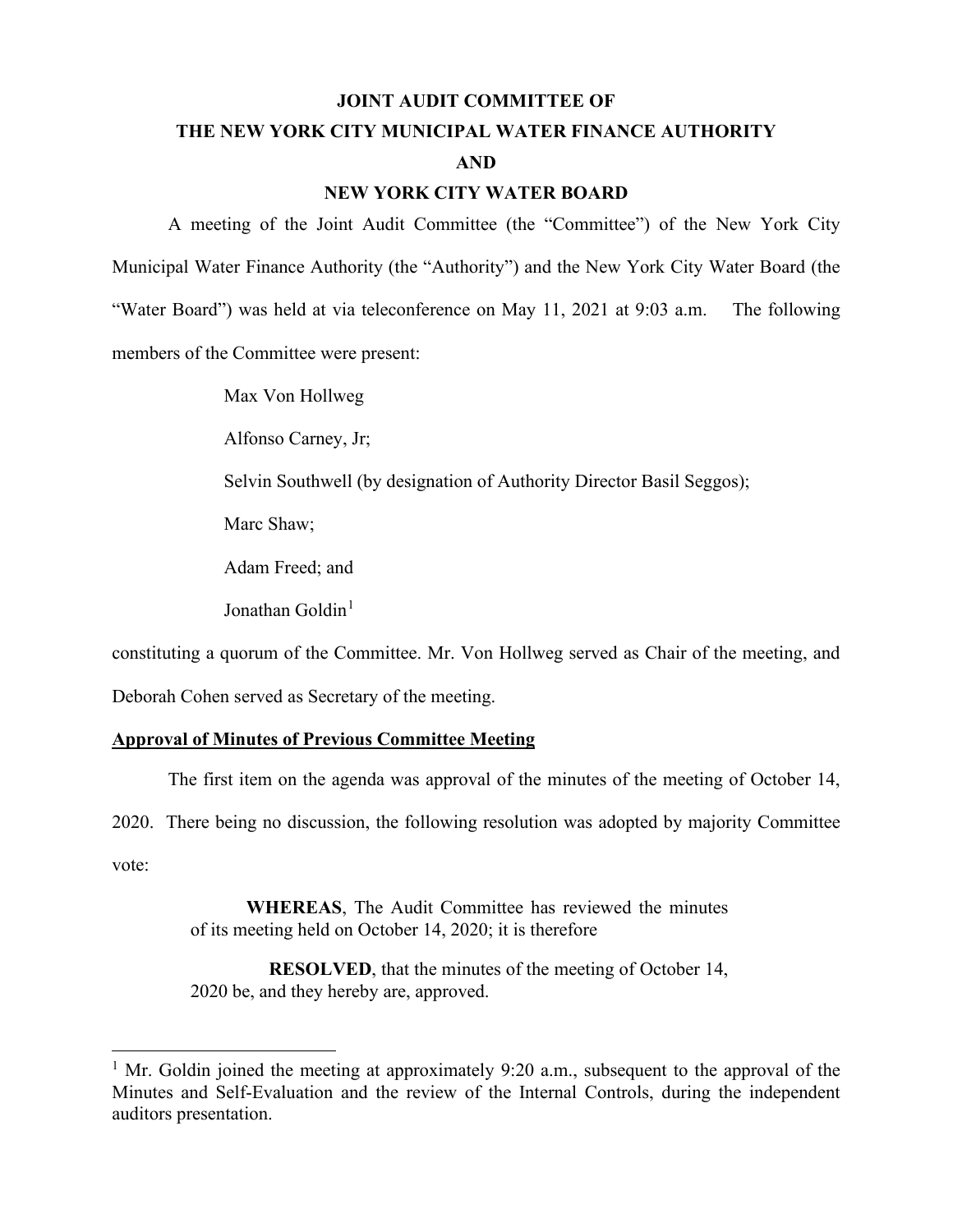# JOINT AUDIT COMMITTEE OF
# THE NEW YORK CITY MUNICIPAL WATER FINANCE AUTHORITY
# AND
# NEW YORK CITY WATER BOARD

A meeting of the Joint Audit Committee (the "Committee") of the New York City Municipal Water Finance Authority (the "Authority") and the New York City Water Board (the "Water Board") was held at via teleconference on May 11, 2021 at 9:03 a.m. The following members of the Committee were present:

Max Von Hollweg

Alfonso Carney, Jr;

Selvin Southwell (by designation of Authority Director Basil Seggos);

Marc Shaw;

Adam Freed; and

Jonathan Goldin[1]

constituting a quorum of the Committee. Mr. Von Hollweg served as Chair of the meeting, and Deborah Cohen served as Secretary of the meeting.

## Approval of Minutes of Previous Committee Meeting

The first item on the agenda was approval of the minutes of the meeting of October 14, 2020. There being no discussion, the following resolution was adopted by majority Committee vote:

> **WHEREAS**, The Audit Committee has reviewed the minutes of its meeting held on October 14, 2020; it is therefore
>
> **RESOLVED**, that the minutes of the meeting of October 14, 2020 be, and they hereby are, approved.

---

[1] Mr. Goldin joined the meeting at approximately 9:20 a.m., subsequent to the approval of the Minutes and Self-Evaluation and the review of the Internal Controls, during the independent auditors presentation.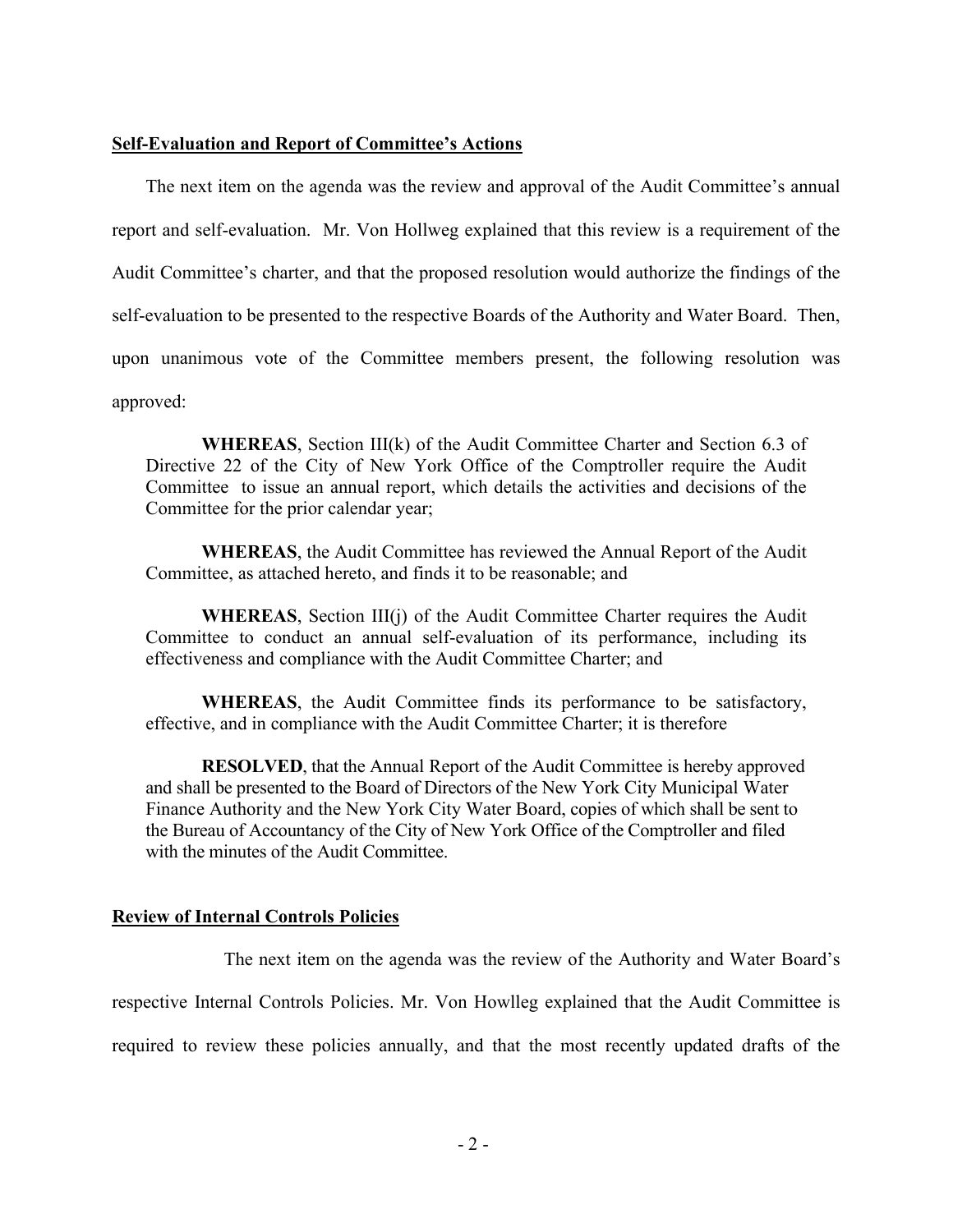**Self-Evaluation and Report of Committee's Actions**

The next item on the agenda was the review and approval of the Audit Committee's annual report and self-evaluation. Mr. Von Hollweg explained that this review is a requirement of the Audit Committee's charter, and that the proposed resolution would authorize the findings of the self-evaluation to be presented to the respective Boards of the Authority and Water Board. Then, upon unanimous vote of the Committee members present, the following resolution was approved:

> **WHEREAS**, Section III(k) of the Audit Committee Charter and Section 6.3 of Directive 22 of the City of New York Office of the Comptroller require the Audit Committee to issue an annual report, which details the activities and decisions of the Committee for the prior calendar year;
>
> **WHEREAS**, the Audit Committee has reviewed the Annual Report of the Audit Committee, as attached hereto, and finds it to be reasonable; and
>
> **WHEREAS**, Section III(j) of the Audit Committee Charter requires the Audit Committee to conduct an annual self-evaluation of its performance, including its effectiveness and compliance with the Audit Committee Charter; and
>
> **WHEREAS**, the Audit Committee finds its performance to be satisfactory, effective, and in compliance with the Audit Committee Charter; it is therefore
>
> **RESOLVED**, that the Annual Report of the Audit Committee is hereby approved and shall be presented to the Board of Directors of the New York City Municipal Water Finance Authority and the New York City Water Board, copies of which shall be sent to the Bureau of Accountancy of the City of New York Office of the Comptroller and filed with the minutes of the Audit Committee.

**Review of Internal Controls Policies**

The next item on the agenda was the review of the Authority and Water Board's respective Internal Controls Policies. Mr. Von Howlleg explained that the Audit Committee is required to review these policies annually, and that the most recently updated drafts of the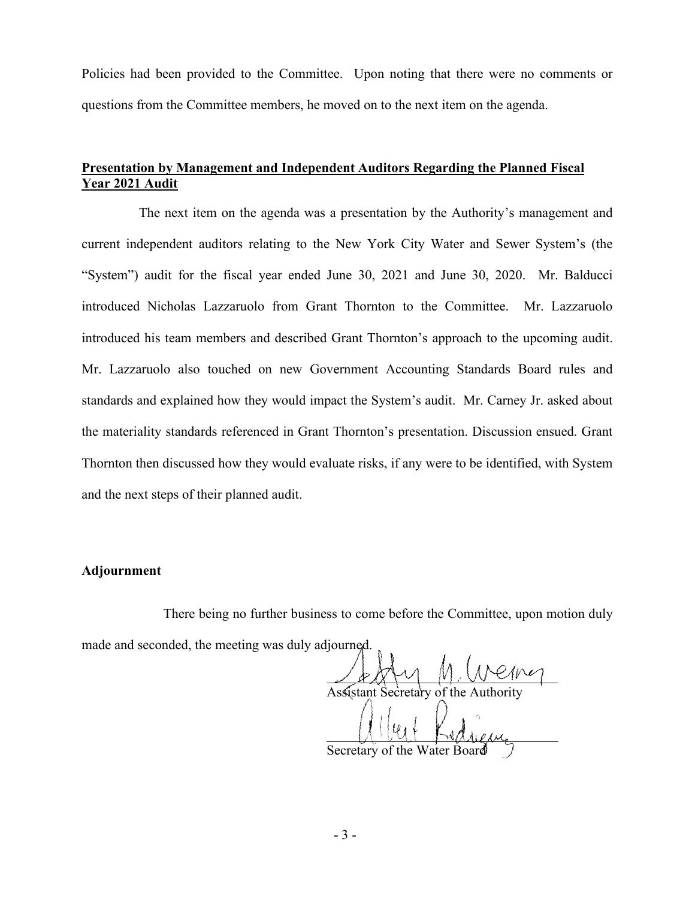Policies had been provided to the Committee. Upon noting that there were no comments or questions from the Committee members, he moved on to the next item on the agenda.

**Presentation by Management and Independent Auditors Regarding the Planned Fiscal Year 2021 Audit**

The next item on the agenda was a presentation by the Authority's management and current independent auditors relating to the New York City Water and Sewer System's (the "System") audit for the fiscal year ended June 30, 2021 and June 30, 2020. Mr. Balducci introduced Nicholas Lazzaruolo from Grant Thornton to the Committee. Mr. Lazzaruolo introduced his team members and described Grant Thornton's approach to the upcoming audit. Mr. Lazzaruolo also touched on new Government Accounting Standards Board rules and standards and explained how they would impact the System's audit. Mr. Carney Jr. asked about the materiality standards referenced in Grant Thornton's presentation. Discussion ensued. Grant Thornton then discussed how they would evaluate risks, if any were to be identified, with System and the next steps of their planned audit.

**Adjournment**

There being no further business to come before the Committee, upon motion duly made and seconded, the meeting was duly adjourned.

Assistant Secretary of the Authority

Secretary of the Water Board